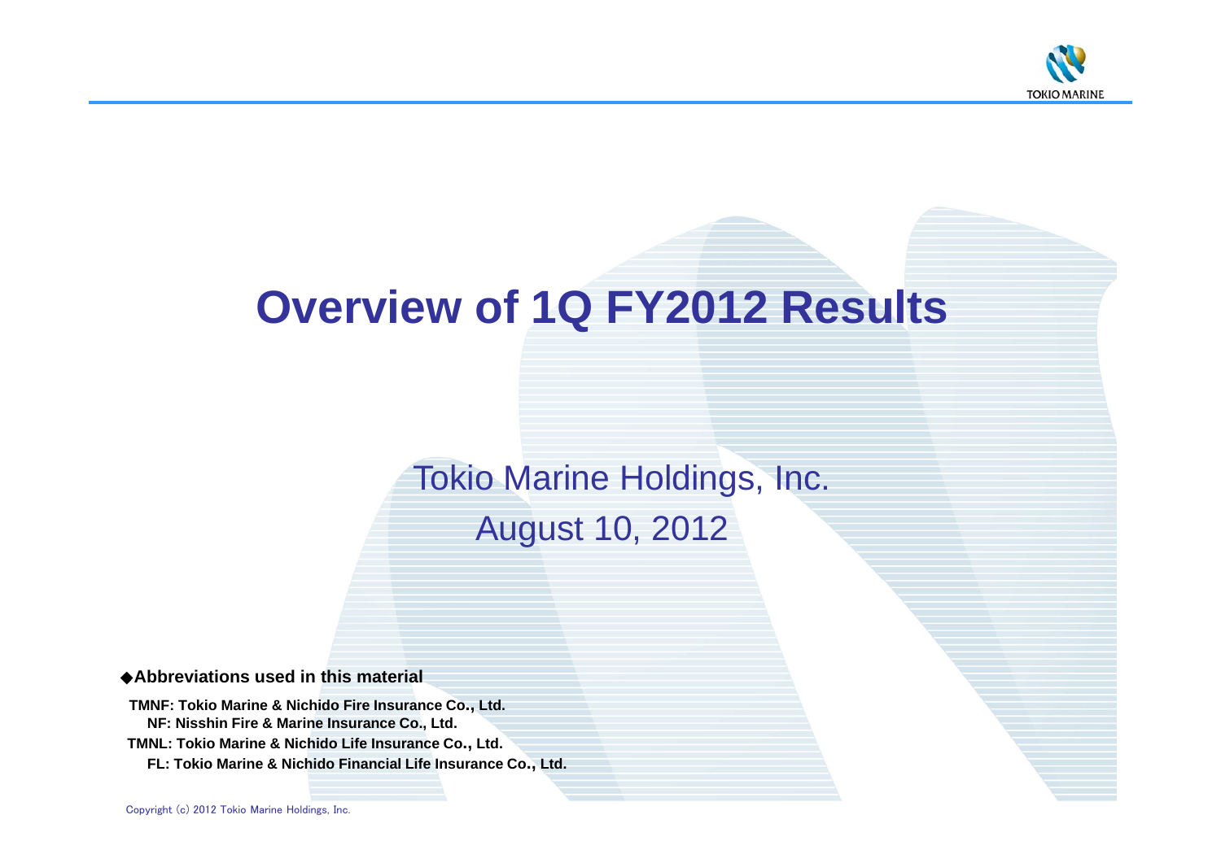# Overview of 1Q FY2012 Results

Tokio Marine Holdings, Inc.

August 10, 2012

◆**Abbreviations used in this material**

**TMNF: Tokio Marine & Nichido Fire Insurance Co., Ltd.**

**NF: Nisshin Fire & Marine Insurance Co., Ltd.**

**TMNL: Tokio Marine & Nichido Life Insurance Co., Ltd.**

**FL: Tokio Marine & Nichido Financial Life Insurance Co., Ltd.**

Copyright (c) 2012 Tokio Marine Holdings, Inc.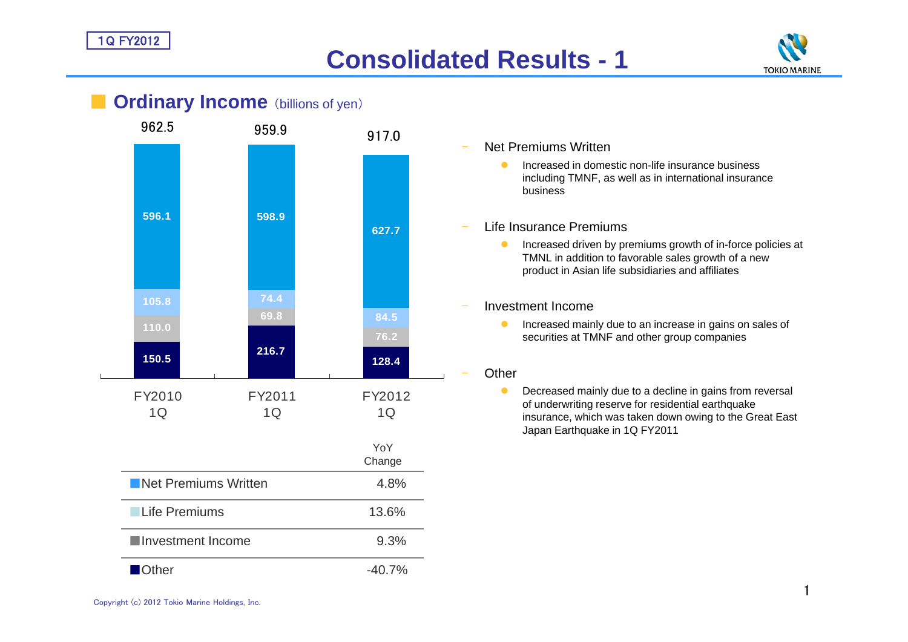1Q FY2012

# Consolidated Results - 1

## Ordinary Income (billions of yen)

962.5
959.9
917.0

596.1
598.9
627.7

105.8
74.4
84.5

110.0
69.8
76.2

150.5
216.7
128.4

FY2010 1Q
FY2011 1Q
FY2012 1Q

| | YoY Change |
|---|---|
| Net Premiums Written | 4.8% |
| Life Premiums | 13.6% |
| Investment Income | 9.3% |
| Other | -40.7% |

- Net Premiums Written
  - Increased in domestic non-life insurance business including TMNF, as well as in international insurance business
- Life Insurance Premiums
  - Increased driven by premiums growth of in-force policies at TMNL in addition to favorable sales growth of a new product in Asian life subsidiaries and affiliates
- Investment Income
  - Increased mainly due to an increase in gains on sales of securities at TMNF and other group companies
- Other
  - Decreased mainly due to a decline in gains from reversal of underwriting reserve for residential earthquake insurance, which was taken down owing to the Great East Japan Earthquake in 1Q FY2011

Copyright (c) 2012 Tokio Marine Holdings, Inc.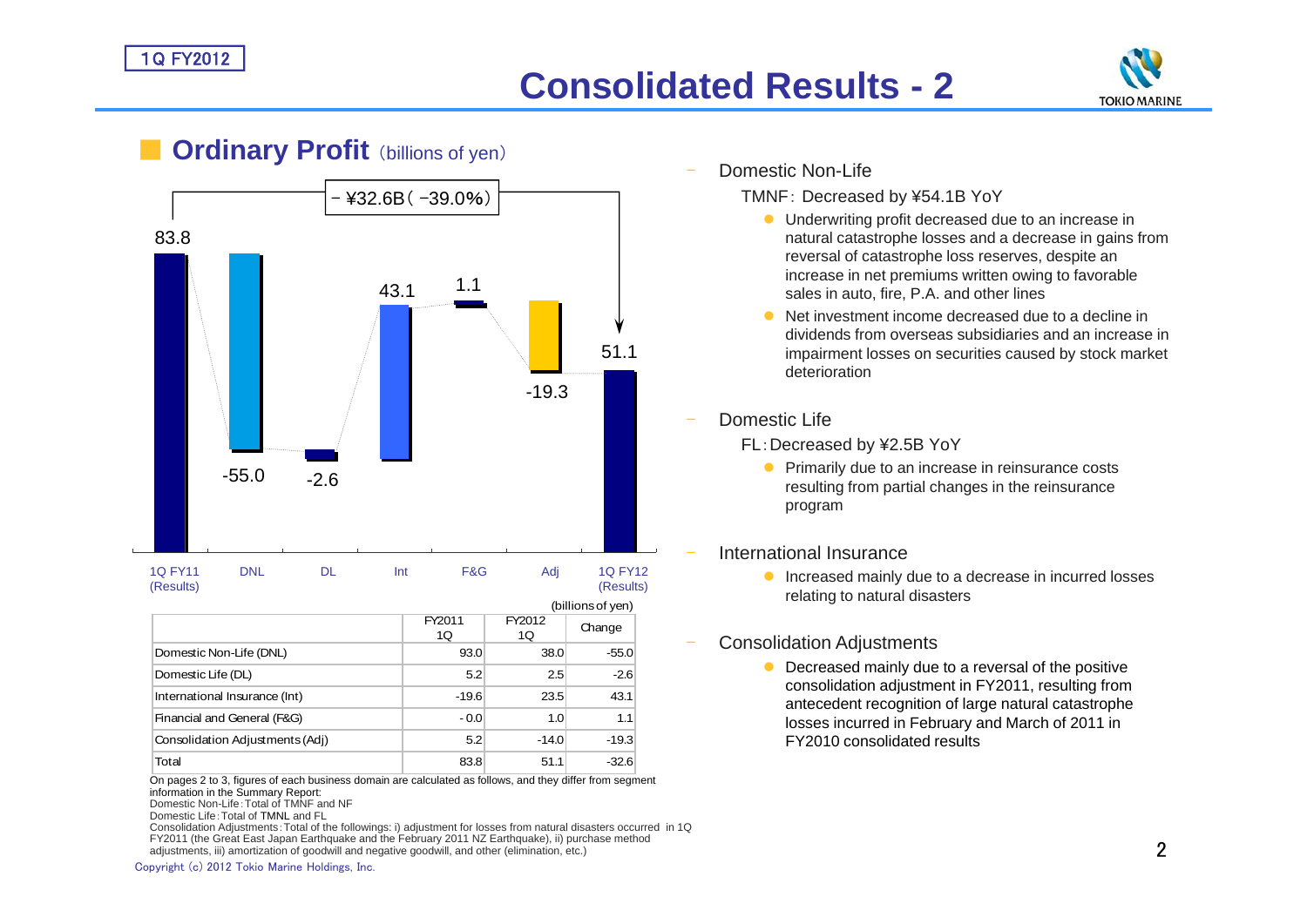# Consolidated Results - 2

## Ordinary Profit (billions of yen)

－¥32.6B（−39.0%）

83.8

-55.0

-2.6

43.1

1.1

-19.3

51.1

1Q FY11 (Results)
DNL
DL
Int
F&G
Adj
1Q FY12 (Results)

(billions of yen)

| | FY2011 1Q | FY2012 1Q | Change |
|---|---|---|---|
| Domestic Non-Life (DNL) | 93.0 | 38.0 | -55.0 |
| Domestic Life (DL) | 5.2 | 2.5 | -2.6 |
| International Insurance (Int) | -19.6 | 23.5 | 43.1 |
| Financial and General (F&G) | - 0.0 | 1.0 | 1.1 |
| Consolidation Adjustments (Adj) | 5.2 | -14.0 | -19.3 |
| Total | 83.8 | 51.1 | -32.6 |

On pages 2 to 3, figures of each business domain are calculated as follows, and they differ from segment information in the Summary Report:
Domestic Non-Life：Total of TMNF and NF
Domestic Life：Total of TMNL and FL
Consolidation Adjustments：Total of the followings: i) adjustment for losses from natural disasters occurred in 1Q FY2011 (the Great East Japan Earthquake and the February 2011 NZ Earthquake), ii) purchase method adjustments, iii) amortization of goodwill and negative goodwill, and other (elimination, etc.)

- Domestic Non-Life
  - TMNF: Decreased by ¥54.1B YoY
    - Underwriting profit decreased due to an increase in natural catastrophe losses and a decrease in gains from reversal of catastrophe loss reserves, despite an increase in net premiums written owing to favorable sales in auto, fire, P.A. and other lines
    - Net investment income decreased due to a decline in dividends from overseas subsidiaries and an increase in impairment losses on securities caused by stock market deterioration
- Domestic Life
  - FL：Decreased by ¥2.5B YoY
    - Primarily due to an increase in reinsurance costs resulting from partial changes in the reinsurance program
- International Insurance
  - Increased mainly due to a decrease in incurred losses relating to natural disasters
- Consolidation Adjustments
  - Decreased mainly due to a reversal of the positive consolidation adjustment in FY2011, resulting from antecedent recognition of large natural catastrophe losses incurred in February and March of 2011 in FY2010 consolidated results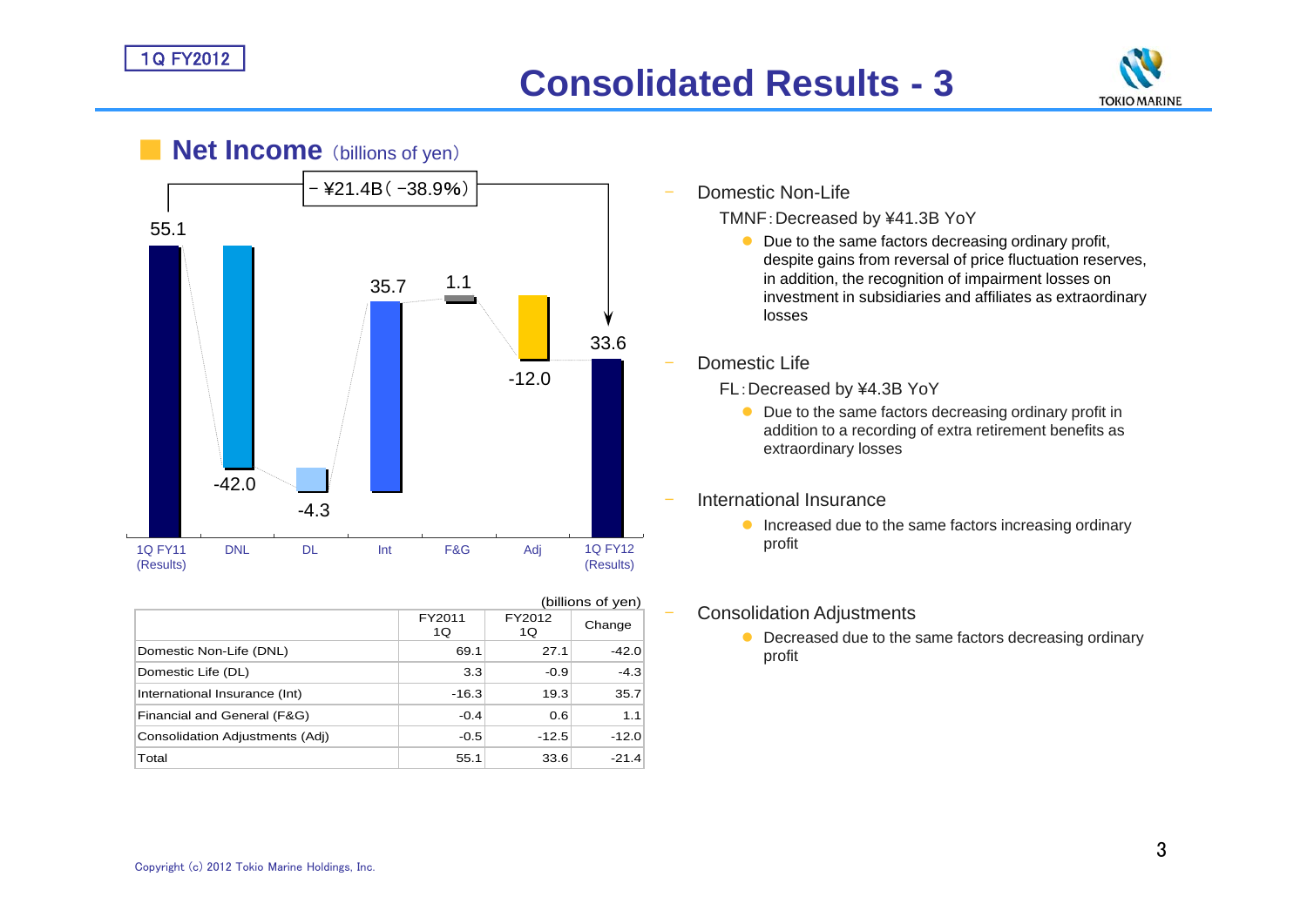1Q FY2012

# Consolidated Results - 3

## Net Income (billions of yen)

－¥21.4B（−38.9%）

55.1

-42.0

-4.3

35.7

1.1

-12.0

33.6

1Q FY11 (Results)
DNL
DL
Int
F&G
Adj
1Q FY12 (Results)

(billions of yen)

| | FY2011 1Q | FY2012 1Q | Change |
|---|---|---|---|
| Domestic Non-Life (DNL) | 69.1 | 27.1 | -42.0 |
| Domestic Life (DL) | 3.3 | -0.9 | -4.3 |
| International Insurance (Int) | -16.3 | 19.3 | 35.7 |
| Financial and General (F&G) | -0.4 | 0.6 | 1.1 |
| Consolidation Adjustments (Adj) | -0.5 | -12.5 | -12.0 |
| Total | 55.1 | 33.6 | -21.4 |

- Domestic Non-Life

  TMNF: Decreased by ¥41.3B YoY

  - Due to the same factors decreasing ordinary profit, despite gains from reversal of price fluctuation reserves, in addition, the recognition of impairment losses on investment in subsidiaries and affiliates as extraordinary losses

- Domestic Life

  FL: Decreased by ¥4.3B YoY

  - Due to the same factors decreasing ordinary profit in addition to a recording of extra retirement benefits as extraordinary losses

- International Insurance

  - Increased due to the same factors increasing ordinary profit

- Consolidation Adjustments

  - Decreased due to the same factors decreasing ordinary profit

Copyright (c) 2012 Tokio Marine Holdings, Inc.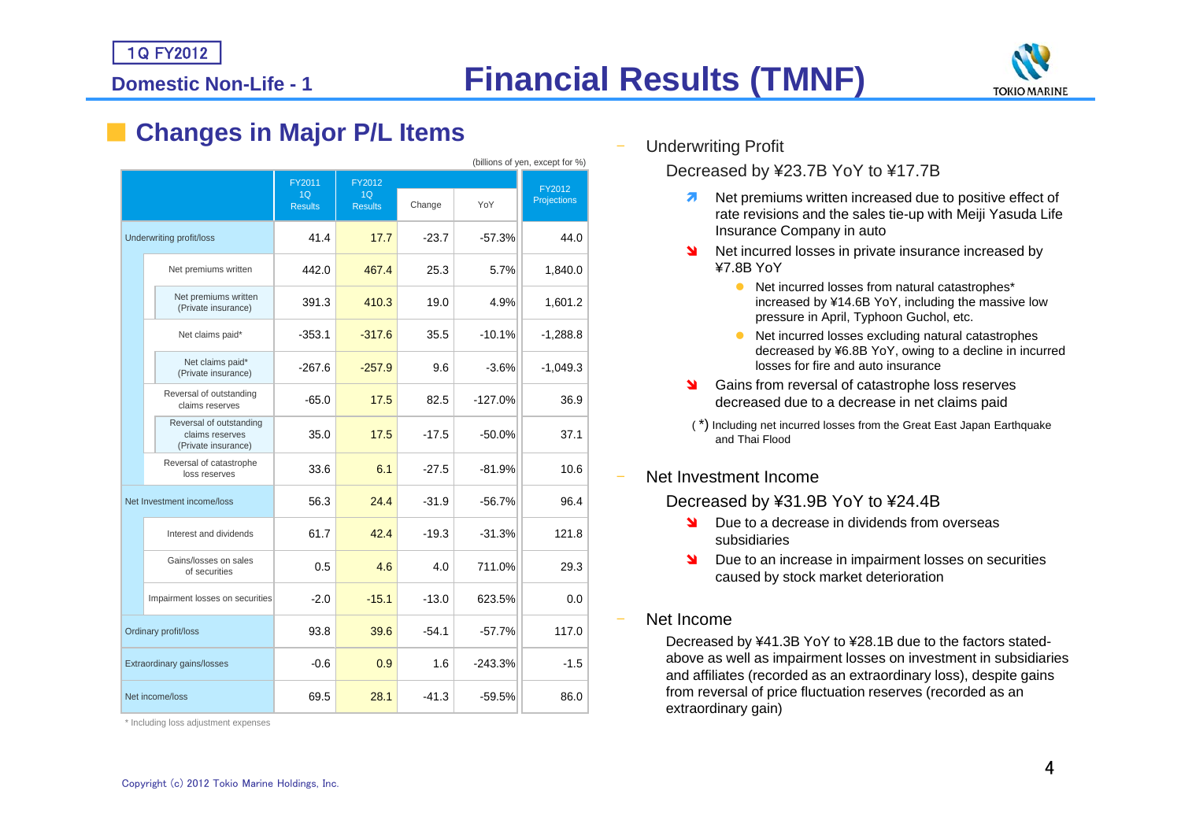1Q FY2012

Domestic Non-Life - 1

# Financial Results (TMNF)

## Changes in Major P/L Items

(billions of yen, except for %)

| | FY2011 1Q Results | FY2012 1Q Results | Change | YoY | FY2012 Projections |
|---|---|---|---|---|---|
| Underwriting profit/loss | 41.4 | 17.7 | -23.7 | -57.3% | 44.0 |
| Net premiums written | 442.0 | 467.4 | 25.3 | 5.7% | 1,840.0 |
| Net premiums written (Private insurance) | 391.3 | 410.3 | 19.0 | 4.9% | 1,601.2 |
| Net claims paid* | -353.1 | -317.6 | 35.5 | -10.1% | -1,288.8 |
| Net claims paid* (Private insurance) | -267.6 | -257.9 | 9.6 | -3.6% | -1,049.3 |
| Reversal of outstanding claims reserves | -65.0 | 17.5 | 82.5 | -127.0% | 36.9 |
| Reversal of outstanding claims reserves (Private insurance) | 35.0 | 17.5 | -17.5 | -50.0% | 37.1 |
| Reversal of catastrophe loss reserves | 33.6 | 6.1 | -27.5 | -81.9% | 10.6 |
| Net Investment income/loss | 56.3 | 24.4 | -31.9 | -56.7% | 96.4 |
| Interest and dividends | 61.7 | 42.4 | -19.3 | -31.3% | 121.8 |
| Gains/losses on sales of securities | 0.5 | 4.6 | 4.0 | 711.0% | 29.3 |
| Impairment losses on securities | -2.0 | -15.1 | -13.0 | 623.5% | 0.0 |
| Ordinary profit/loss | 93.8 | 39.6 | -54.1 | -57.7% | 117.0 |
| Extraordinary gains/losses | -0.6 | 0.9 | 1.6 | -243.3% | -1.5 |
| Net income/loss | 69.5 | 28.1 | -41.3 | -59.5% | 86.0 |

\* Including loss adjustment expenses

- Underwriting Profit

  Decreased by ¥23.7B YoY to ¥17.7B

  - ↗ Net premiums written increased due to positive effect of rate revisions and the sales tie-up with Meiji Yasuda Life Insurance Company in auto
  - ↘ Net incurred losses in private insurance increased by ¥7.8B YoY
    - Net incurred losses from natural catastrophes* increased by ¥14.6B YoY, including the massive low pressure in April, Typhoon Guchol, etc.
    - Net incurred losses excluding natural catastrophes decreased by ¥6.8B YoY, owing to a decline in incurred losses for fire and auto insurance
  - ↘ Gains from reversal of catastrophe loss reserves decreased due to a decrease in net claims paid

  (*) Including net incurred losses from the Great East Japan Earthquake and Thai Flood

- Net Investment Income

  Decreased by ¥31.9B YoY to ¥24.4B

  - ↘ Due to a decrease in dividends from overseas subsidiaries
  - ↘ Due to an increase in impairment losses on securities caused by stock market deterioration

- Net Income

  Decreased by ¥41.3B YoY to ¥28.1B due to the factors stated-above as well as impairment losses on investment in subsidiaries and affiliates (recorded as an extraordinary loss), despite gains from reversal of price fluctuation reserves (recorded as an extraordinary gain)

Copyright (c) 2012 Tokio Marine Holdings, Inc.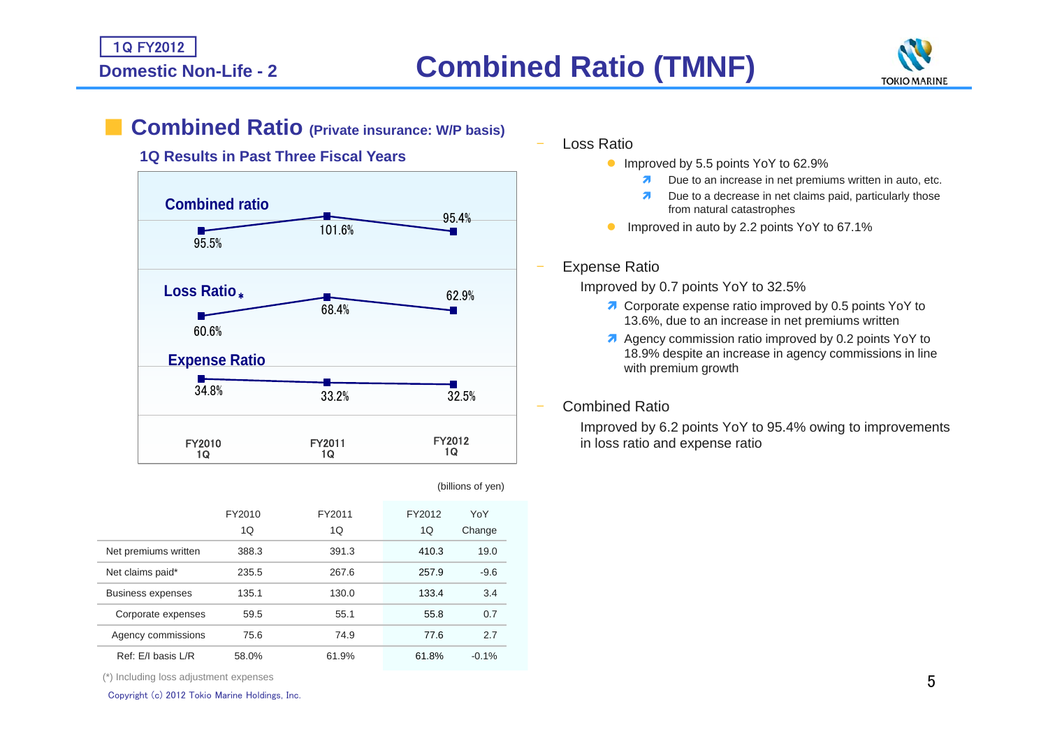1Q FY2012

Domestic Non-Life - 2

# Combined Ratio (TMNF)

## Combined Ratio (Private insurance: W/P basis)

### 1Q Results in Past Three Fiscal Years

Combined ratio
95.5%
101.6%
95.4%

Loss Ratio*
60.6%
68.4%
62.9%

Expense Ratio
34.8%
33.2%
32.5%

FY2010 1Q
FY2011 1Q
FY2012 1Q

(billions of yen)

| | FY2010 1Q | FY2011 1Q | FY2012 1Q | YoY Change |
|---|---|---|---|---|
| Net premiums written | 388.3 | 391.3 | 410.3 | 19.0 |
| Net claims paid* | 235.5 | 267.6 | 257.9 | -9.6 |
| Business expenses | 135.1 | 130.0 | 133.4 | 3.4 |
| Corporate expenses | 59.5 | 55.1 | 55.8 | 0.7 |
| Agency commissions | 75.6 | 74.9 | 77.6 | 2.7 |
| Ref: E/I basis L/R | 58.0% | 61.9% | 61.8% | -0.1% |

(*) Including loss adjustment expenses

- Loss Ratio
  - Improved by 5.5 points YoY to 62.9%
    - Due to an increase in net premiums written in auto, etc.
    - Due to a decrease in net claims paid, particularly those from natural catastrophes
  - Improved in auto by 2.2 points YoY to 67.1%

- Expense Ratio

  Improved by 0.7 points YoY to 32.5%
  - Corporate expense ratio improved by 0.5 points YoY to 13.6%, due to an increase in net premiums written
  - Agency commission ratio improved by 0.2 points YoY to 18.9% despite an increase in agency commissions in line with premium growth

- Combined Ratio

  Improved by 6.2 points YoY to 95.4% owing to improvements in loss ratio and expense ratio

Copyright (c) 2012 Tokio Marine Holdings, Inc.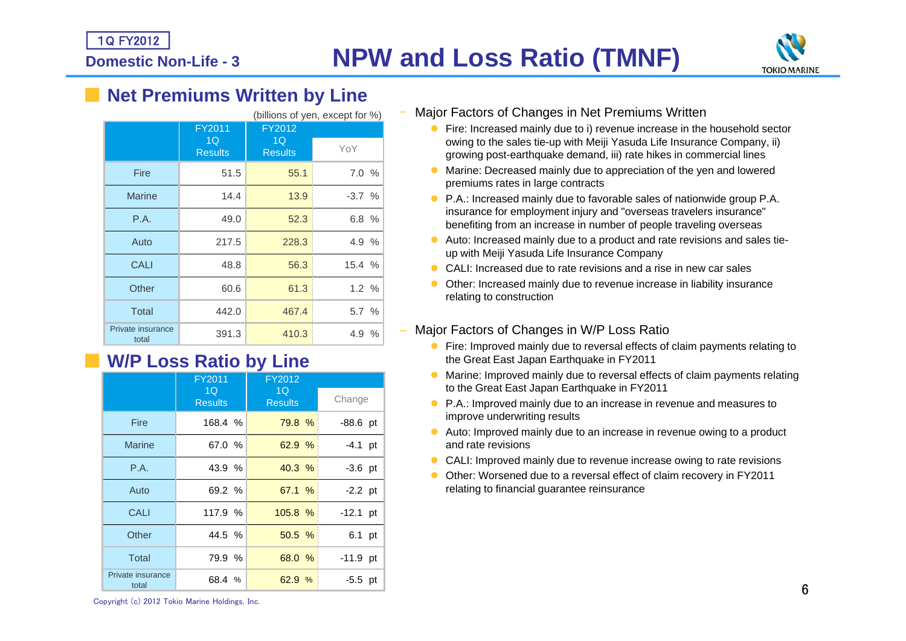1Q FY2012

Domestic Non-Life - 3

# NPW and Loss Ratio (TMNF)

## Net Premiums Written by Line

(billions of yen, except for %)

| | FY2011 1Q Results | FY2012 1Q Results | YoY |
|---|---|---|---|
| Fire | 51.5 | 55.1 | 7.0 % |
| Marine | 14.4 | 13.9 | -3.7 % |
| P.A. | 49.0 | 52.3 | 6.8 % |
| Auto | 217.5 | 228.3 | 4.9 % |
| CALI | 48.8 | 56.3 | 15.4 % |
| Other | 60.6 | 61.3 | 1.2 % |
| Total | 442.0 | 467.4 | 5.7 % |
| Private insurance total | 391.3 | 410.3 | 4.9 % |

## W/P Loss Ratio by Line

| | FY2011 1Q Results | FY2012 1Q Results | Change |
|---|---|---|---|
| Fire | 168.4 % | 79.8 % | -88.6 pt |
| Marine | 67.0 % | 62.9 % | -4.1 pt |
| P.A. | 43.9 % | 40.3 % | -3.6 pt |
| Auto | 69.2 % | 67.1 % | -2.2 pt |
| CALI | 117.9 % | 105.8 % | -12.1 pt |
| Other | 44.5 % | 50.5 % | 6.1 pt |
| Total | 79.9 % | 68.0 % | -11.9 pt |
| Private insurance total | 68.4 % | 62.9 % | -5.5 pt |

- Major Factors of Changes in Net Premiums Written
  - Fire: Increased mainly due to i) revenue increase in the household sector owing to the sales tie-up with Meiji Yasuda Life Insurance Company, ii) growing post-earthquake demand, iii) rate hikes in commercial lines
  - Marine: Decreased mainly due to appreciation of the yen and lowered premiums rates in large contracts
  - P.A.: Increased mainly due to favorable sales of nationwide group P.A. insurance for employment injury and "overseas travelers insurance" benefiting from an increase in number of people traveling overseas
  - Auto: Increased mainly due to a product and rate revisions and sales tie-up with Meiji Yasuda Life Insurance Company
  - CALI: Increased due to rate revisions and a rise in new car sales
  - Other: Increased mainly due to revenue increase in liability insurance relating to construction

- Major Factors of Changes in W/P Loss Ratio
  - Fire: Improved mainly due to reversal effects of claim payments relating to the Great East Japan Earthquake in FY2011
  - Marine: Improved mainly due to reversal effects of claim payments relating to the Great East Japan Earthquake in FY2011
  - P.A.: Improved mainly due to an increase in revenue and measures to improve underwriting results
  - Auto: Improved mainly due to an increase in revenue owing to a product and rate revisions
  - CALI: Improved mainly due to revenue increase owing to rate revisions
  - Other: Worsened due to a reversal effect of claim recovery in FY2011 relating to financial guarantee reinsurance

Copyright (c) 2012 Tokio Marine Holdings, Inc.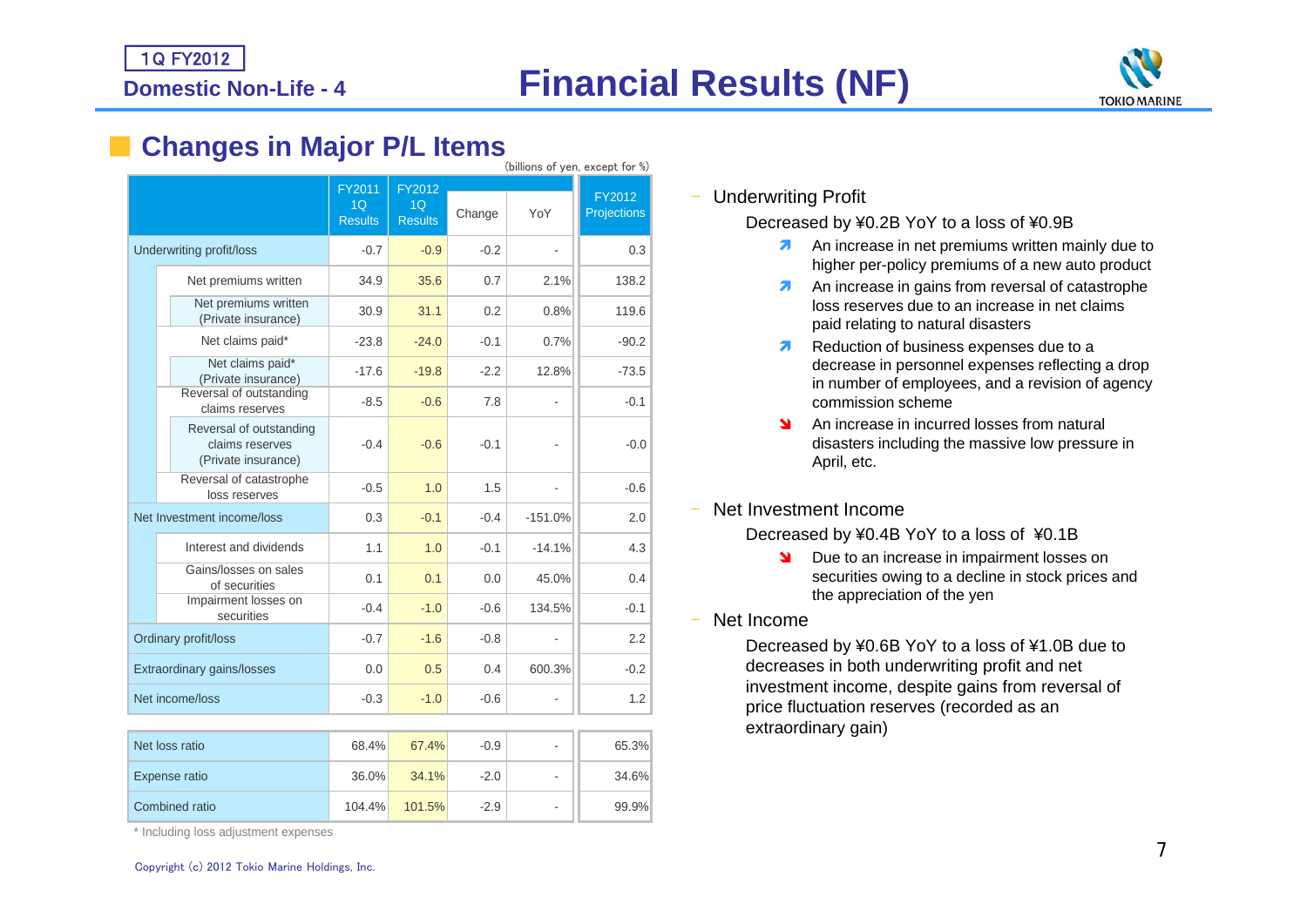1Q FY2012

Domestic Non-Life - 4

# Financial Results (NF)

## Changes in Major P/L Items

(billions of yen, except for %)

| | FY2011 1Q Results | FY2012 1Q Results | Change | YoY | FY2012 Projections |
|---|---|---|---|---|---|
| Underwriting profit/loss | -0.7 | -0.9 | -0.2 | - | 0.3 |
| Net premiums written | 34.9 | 35.6 | 0.7 | 2.1% | 138.2 |
| Net premiums written (Private insurance) | 30.9 | 31.1 | 0.2 | 0.8% | 119.6 |
| Net claims paid* | -23.8 | -24.0 | -0.1 | 0.7% | -90.2 |
| Net claims paid* (Private insurance) | -17.6 | -19.8 | -2.2 | 12.8% | -73.5 |
| Reversal of outstanding claims reserves | -8.5 | -0.6 | 7.8 | - | -0.1 |
| Reversal of outstanding claims reserves (Private insurance) | -0.4 | -0.6 | -0.1 | - | -0.0 |
| Reversal of catastrophe loss reserves | -0.5 | 1.0 | 1.5 | - | -0.6 |
| Net Investment income/loss | 0.3 | -0.1 | -0.4 | -151.0% | 2.0 |
| Interest and dividends | 1.1 | 1.0 | -0.1 | -14.1% | 4.3 |
| Gains/losses on sales of securities | 0.1 | 0.1 | 0.0 | 45.0% | 0.4 |
| Impairment losses on securities | -0.4 | -1.0 | -0.6 | 134.5% | -0.1 |
| Ordinary profit/loss | -0.7 | -1.6 | -0.8 | - | 2.2 |
| Extraordinary gains/losses | 0.0 | 0.5 | 0.4 | 600.3% | -0.2 |
| Net income/loss | -0.3 | -1.0 | -0.6 | - | 1.2 |
| Net loss ratio | 68.4% | 67.4% | -0.9 | - | 65.3% |
| Expense ratio | 36.0% | 34.1% | -2.0 | - | 34.6% |
| Combined ratio | 104.4% | 101.5% | -2.9 | - | 99.9% |

\* Including loss adjustment expenses

- Underwriting Profit

  Decreased by ¥0.2B YoY to a loss of ¥0.9B

  - ↗ An increase in net premiums written mainly due to higher per-policy premiums of a new auto product
  - ↗ An increase in gains from reversal of catastrophe loss reserves due to an increase in net claims paid relating to natural disasters
  - ↗ Reduction of business expenses due to a decrease in personnel expenses reflecting a drop in number of employees, and a revision of agency commission scheme
  - ↘ An increase in incurred losses from natural disasters including the massive low pressure in April, etc.

- Net Investment Income

  Decreased by ¥0.4B YoY to a loss of ¥0.1B

  - ↘ Due to an increase in impairment losses on securities owing to a decline in stock prices and the appreciation of the yen

- Net Income

  Decreased by ¥0.6B YoY to a loss of ¥1.0B due to decreases in both underwriting profit and net investment income, despite gains from reversal of price fluctuation reserves (recorded as an extraordinary gain)

Copyright (c) 2012 Tokio Marine Holdings, Inc.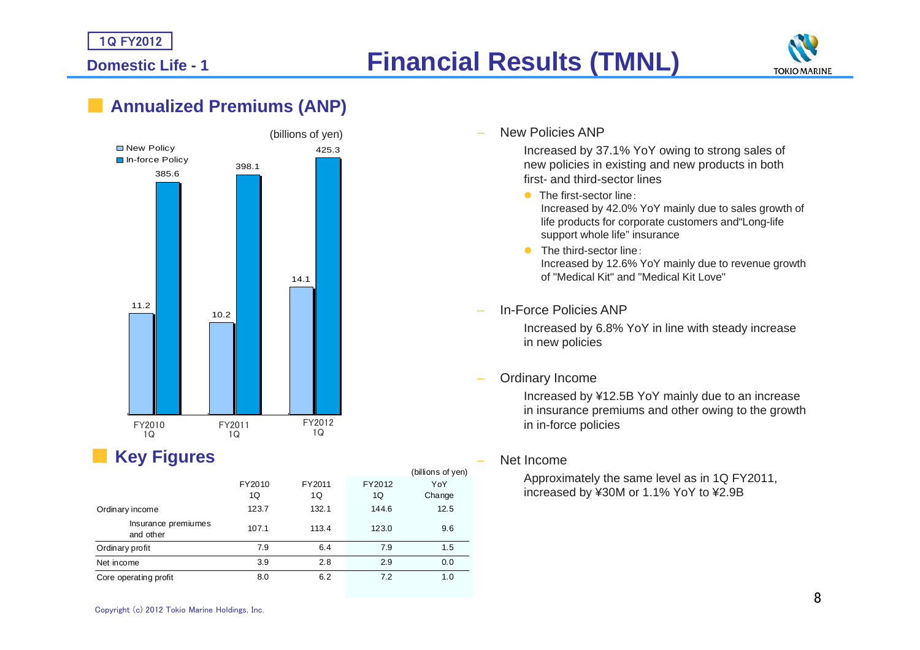1Q FY2012

Domestic Life - 1

# Financial Results (TMNL)

## Annualized Premiums (ANP)

(billions of yen)

New Policy

In-force Policy

385.6

398.1

425.3

11.2

10.2

14.1

FY2010 1Q

FY2011 1Q

FY2012 1Q

## Key Figures

(billions of yen)

| | FY2010 1Q | FY2011 1Q | FY2012 1Q | YoY Change |
|---|---|---|---|---|
| Ordinary income | 123.7 | 132.1 | 144.6 | 12.5 |
| Insurance premiumes and other | 107.1 | 113.4 | 123.0 | 9.6 |
| Ordinary profit | 7.9 | 6.4 | 7.9 | 1.5 |
| Net income | 3.9 | 2.8 | 2.9 | 0.0 |
| Core operating profit | 8.0 | 6.2 | 7.2 | 1.0 |

- New Policies ANP

  Increased by 37.1% YoY owing to strong sales of new policies in existing and new products in both first- and third-sector lines

  - The first-sector line:
    Increased by 42.0% YoY mainly due to sales growth of life products for corporate customers and"Long-life support whole life" insurance
  - The third-sector line:
    Increased by 12.6% YoY mainly due to revenue growth of "Medical Kit" and "Medical Kit Love"

- In-Force Policies ANP

  Increased by 6.8% YoY in line with steady increase in new policies

- Ordinary Income

  Increased by ¥12.5B YoY mainly due to an increase in insurance premiums and other owing to the growth in in-force policies

- Net Income

  Approximately the same level as in 1Q FY2011, increased by ¥30M or 1.1% YoY to ¥2.9B

Copyright (c) 2012 Tokio Marine Holdings, Inc.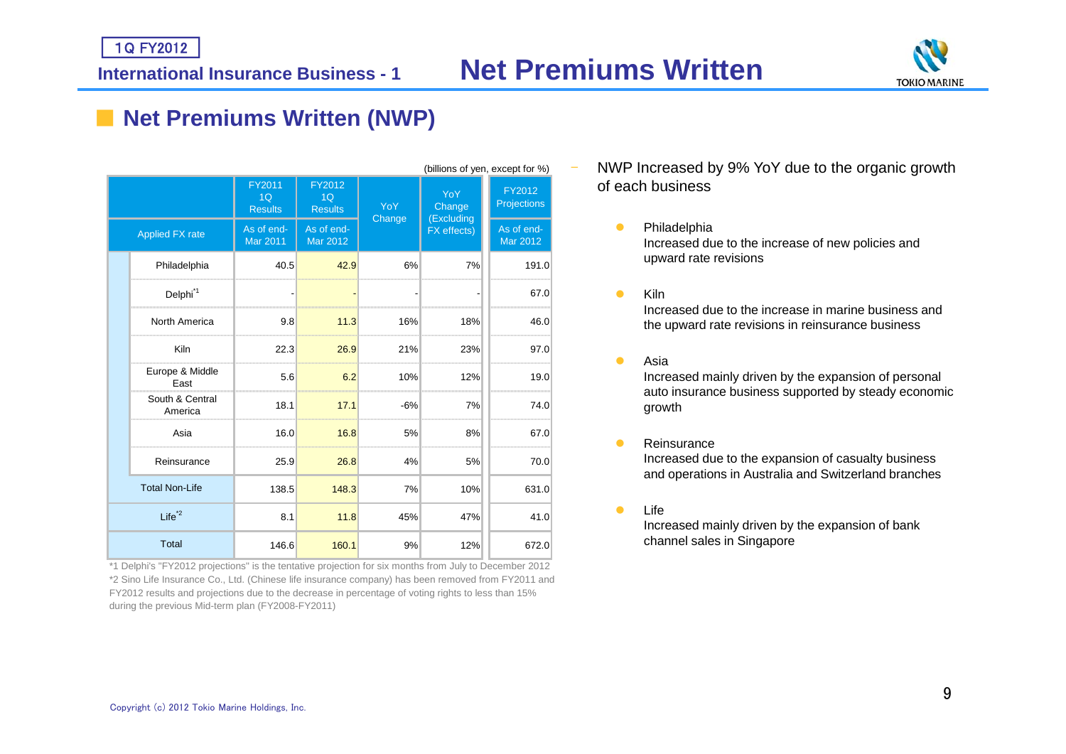1Q FY2012

## International Insurance Business - 1 Net Premiums Written

### Net Premiums Written (NWP)

(billions of yen, except for %)

| | FY2011 1Q Results | FY2012 1Q Results | YoY Change | YoY Change (Excluding FX effects) | FY2012 Projections |
|---|---|---|---|---|---|
| Applied FX rate | As of end-Mar 2011 | As of end-Mar 2012 | | | As of end-Mar 2012 |
| Philadelphia | 40.5 | 42.9 | 6% | 7% | 191.0 |
| Delphi[*1] | - | - | - | - | 67.0 |
| North America | 9.8 | 11.3 | 16% | 18% | 46.0 |
| Kiln | 22.3 | 26.9 | 21% | 23% | 97.0 |
| Europe & Middle East | 5.6 | 6.2 | 10% | 12% | 19.0 |
| South & Central America | 18.1 | 17.1 | -6% | 7% | 74.0 |
| Asia | 16.0 | 16.8 | 5% | 8% | 67.0 |
| Reinsurance | 25.9 | 26.8 | 4% | 5% | 70.0 |
| Total Non-Life | 138.5 | 148.3 | 7% | 10% | 631.0 |
| Life[*2] | 8.1 | 11.8 | 45% | 47% | 41.0 |
| Total | 146.6 | 160.1 | 9% | 12% | 672.0 |

*1 Delphi's "FY2012 projections" is the tentative projection for six months from July to December 2012

*2 Sino Life Insurance Co., Ltd. (Chinese life insurance company) has been removed from FY2011 and FY2012 results and projections due to the decrease in percentage of voting rights to less than 15% during the previous Mid-term plan (FY2008-FY2011)

- NWP Increased by 9% YoY due to the organic growth of each business
  - Philadelphia
    Increased due to the increase of new policies and upward rate revisions
  - Kiln
    Increased due to the increase in marine business and the upward rate revisions in reinsurance business
  - Asia
    Increased mainly driven by the expansion of personal auto insurance business supported by steady economic growth
  - Reinsurance
    Increased due to the expansion of casualty business and operations in Australia and Switzerland branches
  - Life
    Increased mainly driven by the expansion of bank channel sales in Singapore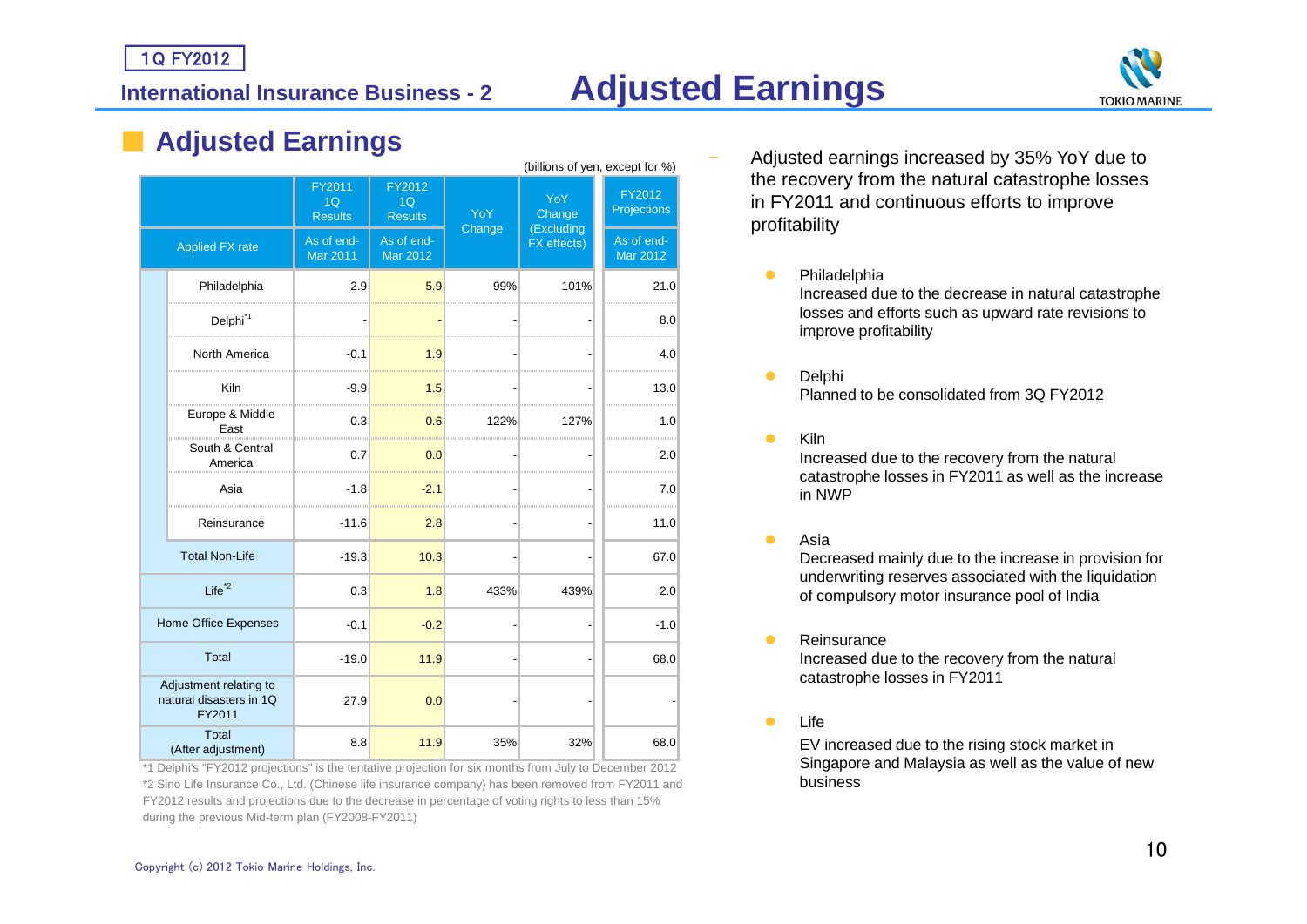1Q FY2012

## International Insurance Business - 2

# Adjusted Earnings

## Adjusted Earnings

(billions of yen, except for %)

| | FY2011 1Q Results | FY2012 1Q Results | YoY Change | YoY Change (Excluding FX effects) | FY2012 Projections |
|---|---|---|---|---|---|
| Applied FX rate | As of end-Mar 2011 | As of end-Mar 2012 | | | As of end-Mar 2012 |
| Philadelphia | 2.9 | 5.9 | 99% | 101% | 21.0 |
| Delphi[*1] | - | - | - | - | 8.0 |
| North America | -0.1 | 1.9 | - | - | 4.0 |
| Kiln | -9.9 | 1.5 | - | - | 13.0 |
| Europe & Middle East | 0.3 | 0.6 | 122% | 127% | 1.0 |
| South & Central America | 0.7 | 0.0 | - | - | 2.0 |
| Asia | -1.8 | -2.1 | - | - | 7.0 |
| Reinsurance | -11.6 | 2.8 | - | - | 11.0 |
| Total Non-Life | -19.3 | 10.3 | - | - | 67.0 |
| Life[*2] | 0.3 | 1.8 | 433% | 439% | 2.0 |
| Home Office Expenses | -0.1 | -0.2 | - | - | -1.0 |
| Total | -19.0 | 11.9 | - | - | 68.0 |
| Adjustment relating to natural disasters in 1Q FY2011 | 27.9 | 0.0 | - | - | - |
| Total (After adjustment) | 8.8 | 11.9 | 35% | 32% | 68.0 |

*1 Delphi's "FY2012 projections" is the tentative projection for six months from July to December 2012

*2 Sino Life Insurance Co., Ltd. (Chinese life insurance company) has been removed from FY2011 and FY2012 results and projections due to the decrease in percentage of voting rights to less than 15% during the previous Mid-term plan (FY2008-FY2011)

- Adjusted earnings increased by 35% YoY due to the recovery from the natural catastrophe losses in FY2011 and continuous efforts to improve profitability

  - Philadelphia
    Increased due to the decrease in natural catastrophe losses and efforts such as upward rate revisions to improve profitability

  - Delphi
    Planned to be consolidated from 3Q FY2012

  - Kiln
    Increased due to the recovery from the natural catastrophe losses in FY2011 as well as the increase in NWP

  - Asia
    Decreased mainly due to the increase in provision for underwriting reserves associated with the liquidation of compulsory motor insurance pool of India

  - Reinsurance
    Increased due to the recovery from the natural catastrophe losses in FY2011

  - Life
    EV increased due to the rising stock market in Singapore and Malaysia as well as the value of new business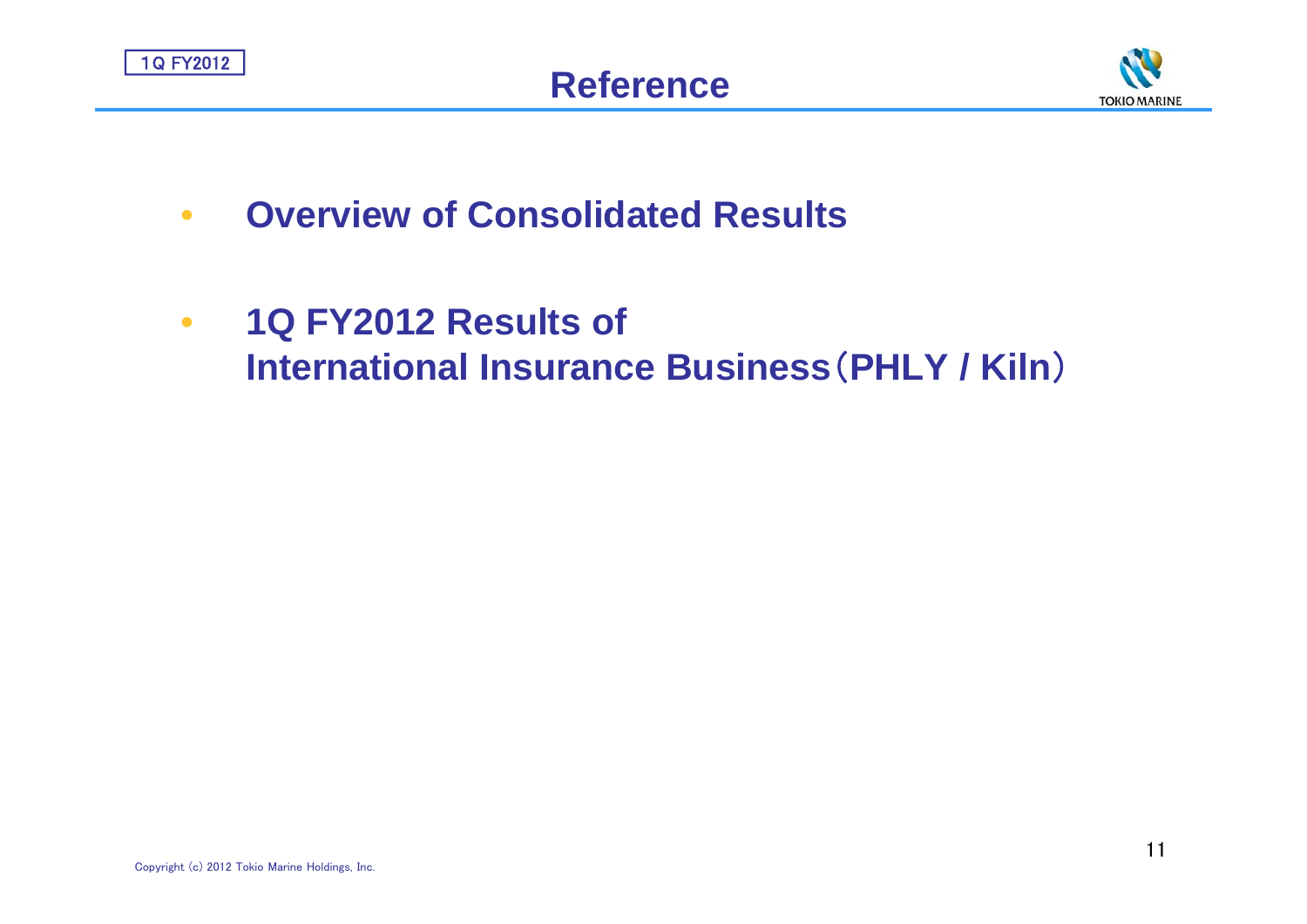# Reference

- **Overview of Consolidated Results**

- **1Q FY2012 Results of International Insurance Business（PHLY / Kiln）**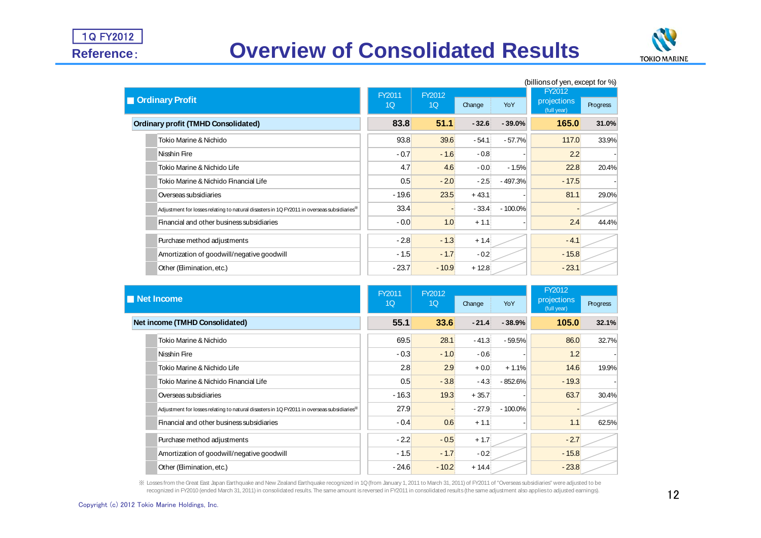1Q FY2012

Reference:

# Overview of Consolidated Results

(billions of yen, except for %)

| Ordinary Profit | FY2011 1Q | FY2012 1Q | Change | YoY | FY2012 projections (full year) | Progress |
|---|---|---|---|---|---|---|
| **Ordinary profit (TMHD Consolidated)** | **83.8** | **51.1** | **- 32.6** | **- 39.0%** | **165.0** | **31.0%** |
| Tokio Marine & Nichido | 93.8 | 39.6 | - 54.1 | - 57.7% | 117.0 | 33.9% |
| Nisshin Fire | - 0.7 | - 1.6 | - 0.8 | - | 2.2 | - |
| Tokio Marine & Nichido Life | 4.7 | 4.6 | - 0.0 | - 1.5% | 22.8 | 20.4% |
| Tokio Marine & Nichido Financial Life | 0.5 | - 2.0 | - 2.5 | - 497.3% | - 17.5 | - |
| Overseas subsidiaries | - 19.6 | 23.5 | + 43.1 | - | 81.1 | 29.0% |
| Adjustment for losses relating to natural disasters in 1Q FY2011 in overseas subsidiaries※ | 33.4 | - | - 33.4 | - 100.0% | - | |
| Financial and other business subsidiaries | - 0.0 | 1.0 | + 1.1 | - | 2.4 | 44.4% |
| Purchase method adjustments | - 2.8 | - 1.3 | + 1.4 | | - 4.1 | |
| Amortization of goodwill/negative goodwill | - 1.5 | - 1.7 | - 0.2 | | - 15.8 | |
| Other (Elimination, etc.) | - 23.7 | - 10.9 | + 12.8 | | - 23.1 | |

| Net Income | FY2011 1Q | FY2012 1Q | Change | YoY | FY2012 projections (full year) | Progress |
|---|---|---|---|---|---|---|
| **Net income (TMHD Consolidated)** | **55.1** | **33.6** | **- 21.4** | **- 38.9%** | **105.0** | **32.1%** |
| Tokio Marine & Nichido | 69.5 | 28.1 | - 41.3 | - 59.5% | 86.0 | 32.7% |
| Nisshin Fire | - 0.3 | - 1.0 | - 0.6 | - | 1.2 | - |
| Tokio Marine & Nichido Life | 2.8 | 2.9 | + 0.0 | + 1.1% | 14.6 | 19.9% |
| Tokio Marine & Nichido Financial Life | 0.5 | - 3.8 | - 4.3 | - 852.6% | - 19.3 | - |
| Overseas subsidiaries | - 16.3 | 19.3 | + 35.7 | - | 63.7 | 30.4% |
| Adjustment for losses relating to natural disasters in 1Q FY2011 in overseas subsidiaries※ | 27.9 | - | - 27.9 | - 100.0% | - | |
| Financial and other business subsidiaries | - 0.4 | 0.6 | + 1.1 | - | 1.1 | 62.5% |
| Purchase method adjustments | - 2.2 | - 0.5 | + 1.7 | | - 2.7 | |
| Amortization of goodwill/negative goodwill | - 1.5 | - 1.7 | - 0.2 | | - 15.8 | |
| Other (Elimination, etc.) | - 24.6 | - 10.2 | + 14.4 | | - 23.8 | |

※ Losses from the Great East Japan Earthquake and New Zealand Earthquake recognized in 1Q (from January 1, 2011 to March 31, 2011) of FY2011 of "Overseas subsidiaries" were adjusted to be recognized in FY2010 (ended March 31, 2011) in consolidated results. The same amount is reversed in FY2011 in consolidated results (the same adjustment also applies to adjusted earnings).

Copyright (c) 2012 Tokio Marine Holdings, Inc.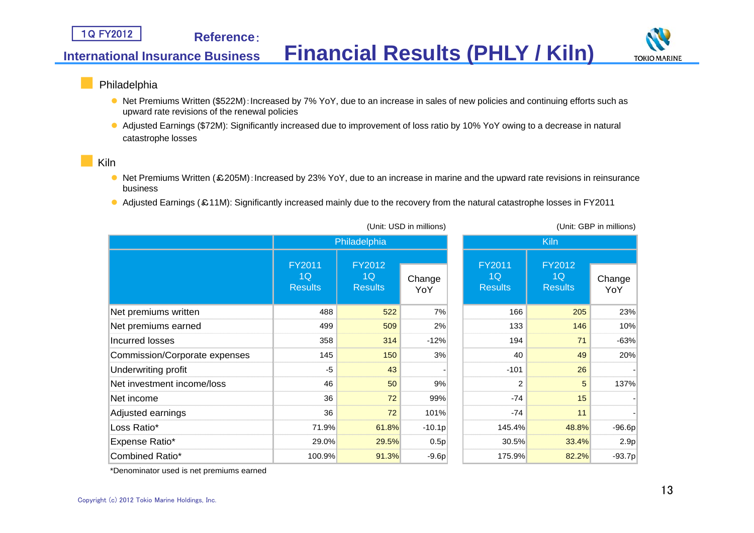1Q FY2012

International Insurance Business

Reference：

# Financial Results (PHLY / Kiln)

## Philadelphia

- Net Premiums Written ($522M)：Increased by 7% YoY, due to an increase in sales of new policies and continuing efforts such as upward rate revisions of the renewal policies
- Adjusted Earnings ($72M): Significantly increased due to improvement of loss ratio by 10% YoY owing to a decrease in natural catastrophe losses

## Kiln

- Net Premiums Written (£205M)：Increased by 23% YoY, due to an increase in marine and the upward rate revisions in reinsurance business
- Adjusted Earnings (£11M): Significantly increased mainly due to the recovery from the natural catastrophe losses in FY2011

(Unit: USD in millions) (Unit: GBP in millions)

| | Philadelphia | | | Kiln | | |
|---|---|---|---|---|---|---|
| | FY2011 1Q Results | FY2012 1Q Results | Change YoY | FY2011 1Q Results | FY2012 1Q Results | Change YoY |
| Net premiums written | 488 | 522 | 7% | 166 | 205 | 23% |
| Net premiums earned | 499 | 509 | 2% | 133 | 146 | 10% |
| Incurred losses | 358 | 314 | -12% | 194 | 71 | -63% |
| Commission/Corporate expenses | 145 | 150 | 3% | 40 | 49 | 20% |
| Underwriting profit | -5 | 43 | - | -101 | 26 | - |
| Net investment income/loss | 46 | 50 | 9% | 2 | 5 | 137% |
| Net income | 36 | 72 | 99% | -74 | 15 | - |
| Adjusted earnings | 36 | 72 | 101% | -74 | 11 | - |
| Loss Ratio* | 71.9% | 61.8% | -10.1p | 145.4% | 48.8% | -96.6p |
| Expense Ratio* | 29.0% | 29.5% | 0.5p | 30.5% | 33.4% | 2.9p |
| Combined Ratio* | 100.9% | 91.3% | -9.6p | 175.9% | 82.2% | -93.7p |

*Denominator used is net premiums earned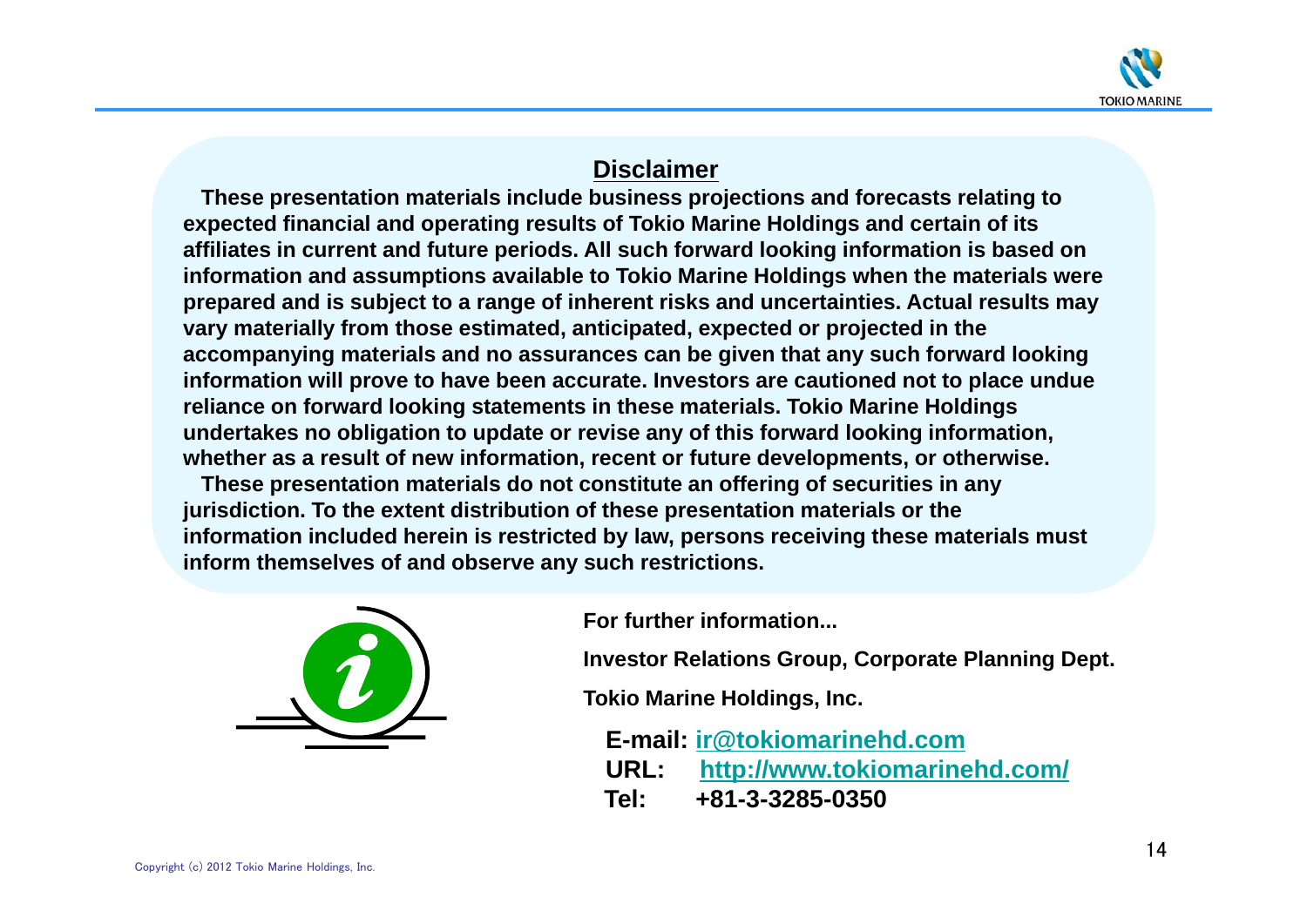## Disclaimer

These presentation materials include business projections and forecasts relating to expected financial and operating results of Tokio Marine Holdings and certain of its affiliates in current and future periods. All such forward looking information is based on information and assumptions available to Tokio Marine Holdings when the materials were prepared and is subject to a range of inherent risks and uncertainties. Actual results may vary materially from those estimated, anticipated, expected or projected in the accompanying materials and no assurances can be given that any such forward looking information will prove to have been accurate. Investors are cautioned not to place undue reliance on forward looking statements in these materials. Tokio Marine Holdings undertakes no obligation to update or revise any of this forward looking information, whether as a result of new information, recent or future developments, or otherwise.

These presentation materials do not constitute an offering of securities in any jurisdiction. To the extent distribution of these presentation materials or the information included herein is restricted by law, persons receiving these materials must inform themselves of and observe any such restrictions.

**For further information...**

**Investor Relations Group, Corporate Planning Dept.**

**Tokio Marine Holdings, Inc.**

**E-mail:** ir@tokiomarinehd.com
**URL:** http://www.tokiomarinehd.com/
**Tel:** +81-3-3285-0350

Copyright (c) 2012 Tokio Marine Holdings, Inc.